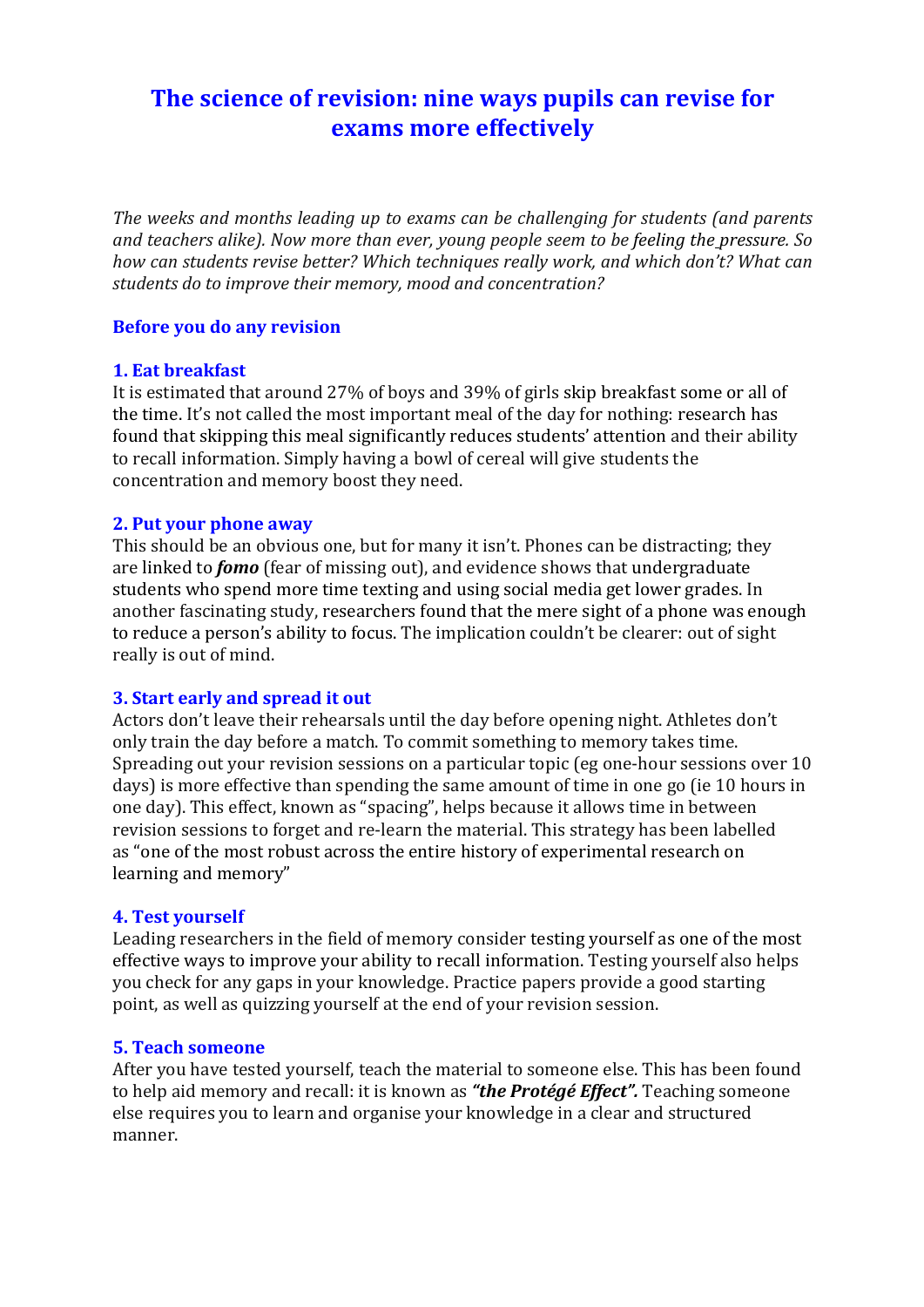# The science of revision: nine ways pupils can revise for exams more effectively

*The weeks and months leading up to exams can be challenging for students (and parents and teachers alike). Now more than ever, young people seem to be feeling the pressure. So how can students revise better? Which techniques really work, and which don't? What can students do to improve their memory, mood and concentration?*

## Before you do any revision

### 1. Eat breakfast

It is estimated that around 27% of boys and 39% of girls skip breakfast some or all of the time. It's not called the most important meal of the day for nothing: research has found that skipping this meal significantly reduces students' attention and their ability to recall information. Simply having a bowl of cereal will give students the concentration and memory boost they need.

### 2. Put your phone away

This should be an obvious one, but for many it isn't. Phones can be distracting; they are linked to ***fomo*** (fear of missing out), and evidence shows that undergraduate students who spend more time texting and using social media get lower grades. In another fascinating study, researchers found that the mere sight of a phone was enough to reduce a person's ability to focus. The implication couldn't be clearer: out of sight really is out of mind.

### 3. Start early and spread it out

Actors don't leave their rehearsals until the day before opening night. Athletes don't only train the day before a match. To commit something to memory takes time. Spreading out your revision sessions on a particular topic (eg one-hour sessions over 10 days) is more effective than spending the same amount of time in one go (ie 10 hours in one day). This effect, known as "spacing", helps because it allows time in between revision sessions to forget and re-learn the material. This strategy has been labelled as "one of the most robust across the entire history of experimental research on learning and memory"

### 4. Test yourself

Leading researchers in the field of memory consider testing yourself as one of the most effective ways to improve your ability to recall information. Testing yourself also helps you check for any gaps in your knowledge. Practice papers provide a good starting point, as well as quizzing yourself at the end of your revision session.

### 5. Teach someone

After you have tested yourself, teach the material to someone else. This has been found to help aid memory and recall: it is known as ***"the Protégé Effect".*** Teaching someone else requires you to learn and organise your knowledge in a clear and structured manner.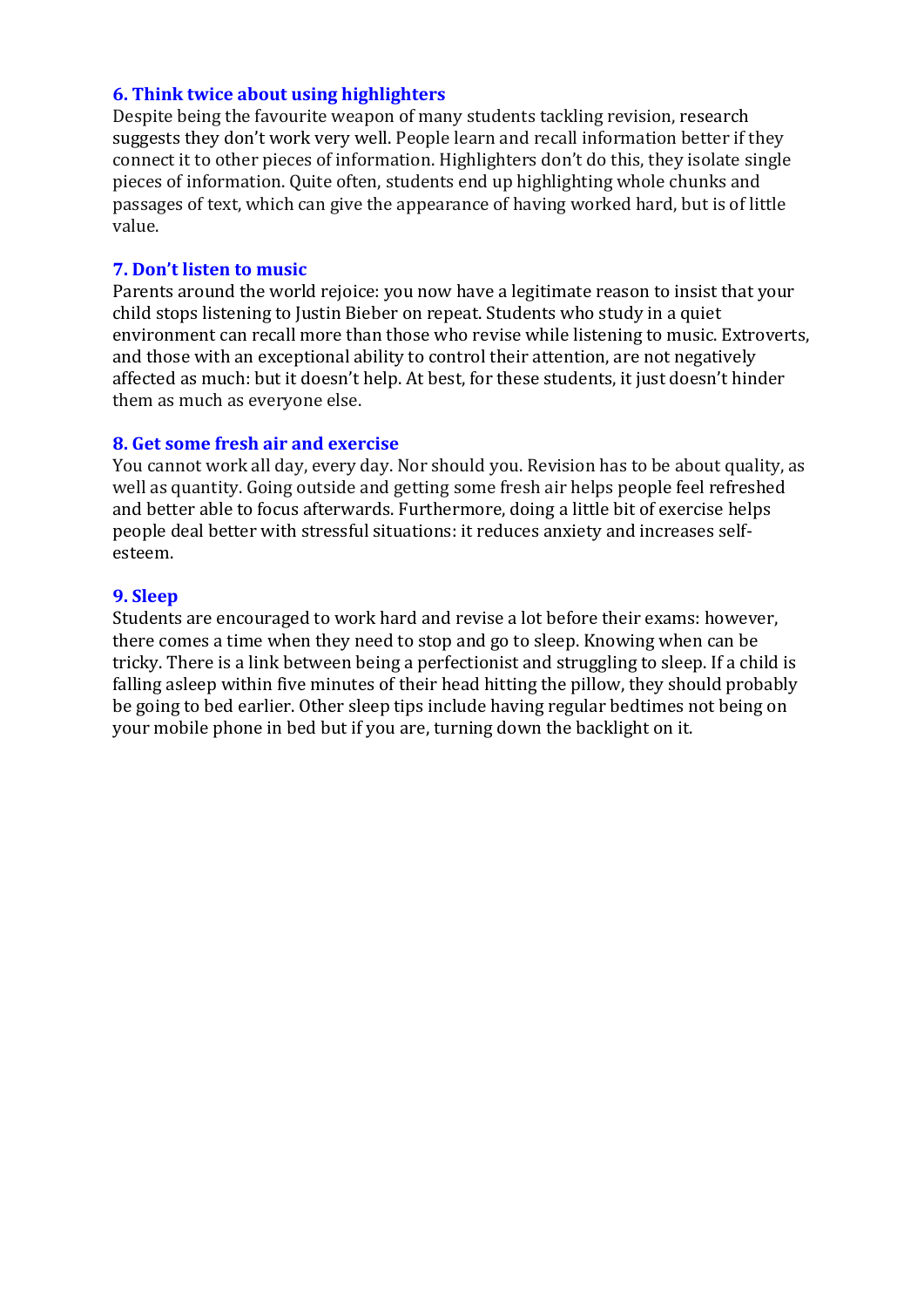### 6. Think twice about using highlighters

Despite being the favourite weapon of many students tackling revision, research suggests they don't work very well. People learn and recall information better if they connect it to other pieces of information. Highlighters don't do this, they isolate single pieces of information. Quite often, students end up highlighting whole chunks and passages of text, which can give the appearance of having worked hard, but is of little value.

### 7. Don't listen to music

Parents around the world rejoice: you now have a legitimate reason to insist that your child stops listening to Justin Bieber on repeat. Students who study in a quiet environment can recall more than those who revise while listening to music. Extroverts, and those with an exceptional ability to control their attention, are not negatively affected as much: but it doesn't help. At best, for these students, it just doesn't hinder them as much as everyone else.

### 8. Get some fresh air and exercise

You cannot work all day, every day. Nor should you. Revision has to be about quality, as well as quantity. Going outside and getting some fresh air helps people feel refreshed and better able to focus afterwards. Furthermore, doing a little bit of exercise helps people deal better with stressful situations: it reduces anxiety and increases self-esteem.

### 9. Sleep

Students are encouraged to work hard and revise a lot before their exams: however, there comes a time when they need to stop and go to sleep. Knowing when can be tricky. There is a link between being a perfectionist and struggling to sleep. If a child is falling asleep within five minutes of their head hitting the pillow, they should probably be going to bed earlier. Other sleep tips include having regular bedtimes not being on your mobile phone in bed but if you are, turning down the backlight on it.